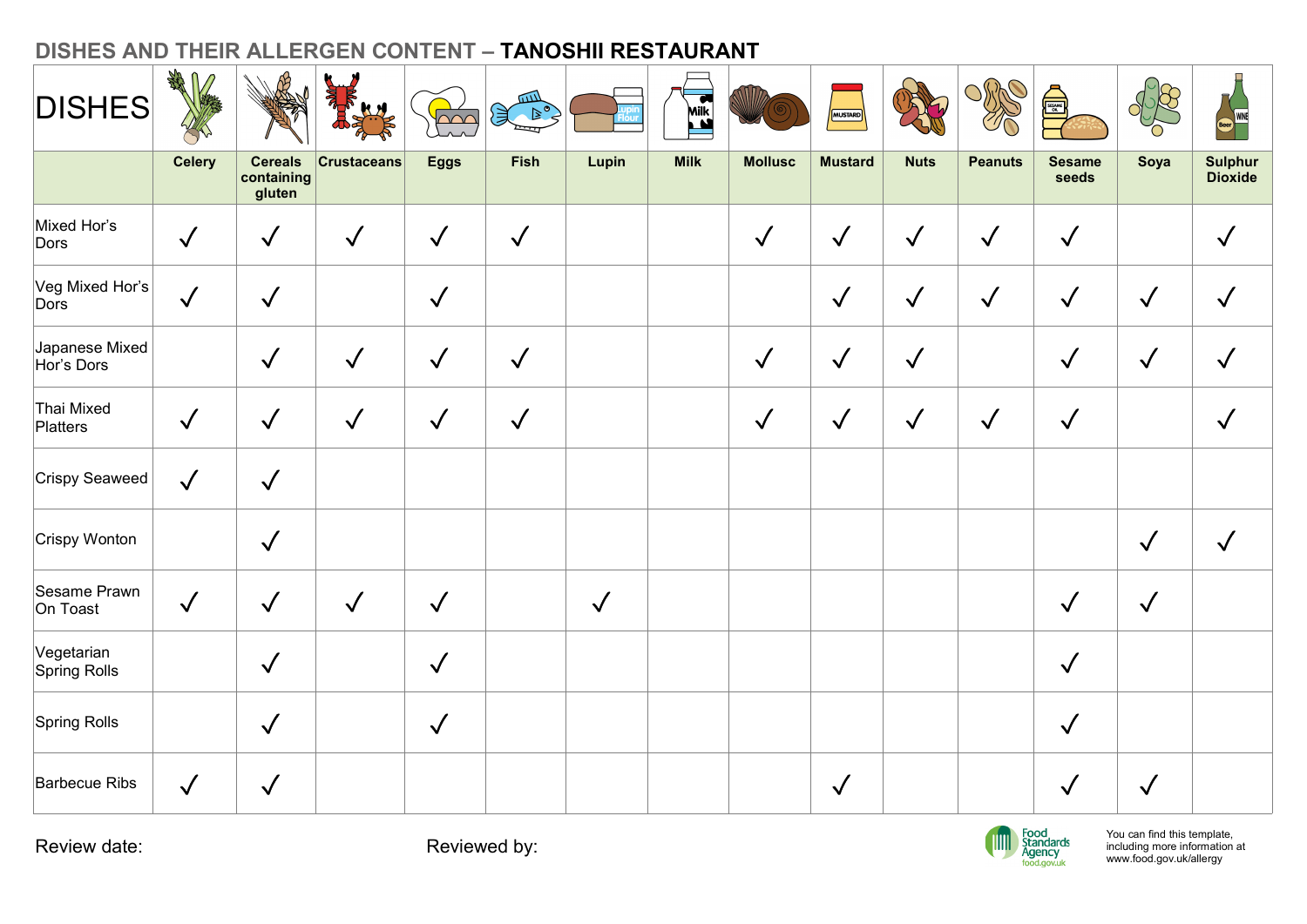## DISHES AND THEIR ALLERGEN CONTENT – **TANOSHII RESTAURANT**

| DISHES | Celery | Cereals containing gluten | Crustaceans | Eggs | Fish | Lupin | Milk | Mollusc | Mustard | Nuts | Peanuts | Sesame seeds | Soya | Sulphur Dioxide |
|---|---|---|---|---|---|---|---|---|---|---|---|---|---|---|
| Mixed Hor's Dors | ✓ | ✓ | ✓ | ✓ | ✓ | | | ✓ | ✓ | ✓ | ✓ | ✓ | | ✓ |
| Veg Mixed Hor's Dors | ✓ | ✓ | | ✓ | | | | | ✓ | ✓ | ✓ | ✓ | ✓ | ✓ |
| Japanese Mixed Hor's Dors | | ✓ | ✓ | ✓ | ✓ | | | ✓ | ✓ | ✓ | | ✓ | ✓ | ✓ |
| Thai Mixed Platters | ✓ | ✓ | ✓ | ✓ | ✓ | | | ✓ | ✓ | ✓ | ✓ | ✓ | | ✓ |
| Crispy Seaweed | ✓ | ✓ | | | | | | | | | | | | |
| Crispy Wonton | | ✓ | | | | | | | | | | | ✓ | ✓ |
| Sesame Prawn On Toast | ✓ | ✓ | ✓ | ✓ | | ✓ | | | | | | ✓ | ✓ | |
| Vegetarian Spring Rolls | | ✓ | | ✓ | | | | | | | | ✓ | | |
| Spring Rolls | | ✓ | | ✓ | | | | | | | | ✓ | | |
| Barbecue Ribs | ✓ | ✓ | | | | | | | ✓ | | | ✓ | ✓ | |

Review date:

Reviewed by:

Food Standards Agency
food.gov.uk

You can find this template, including more information at www.food.gov.uk/allergy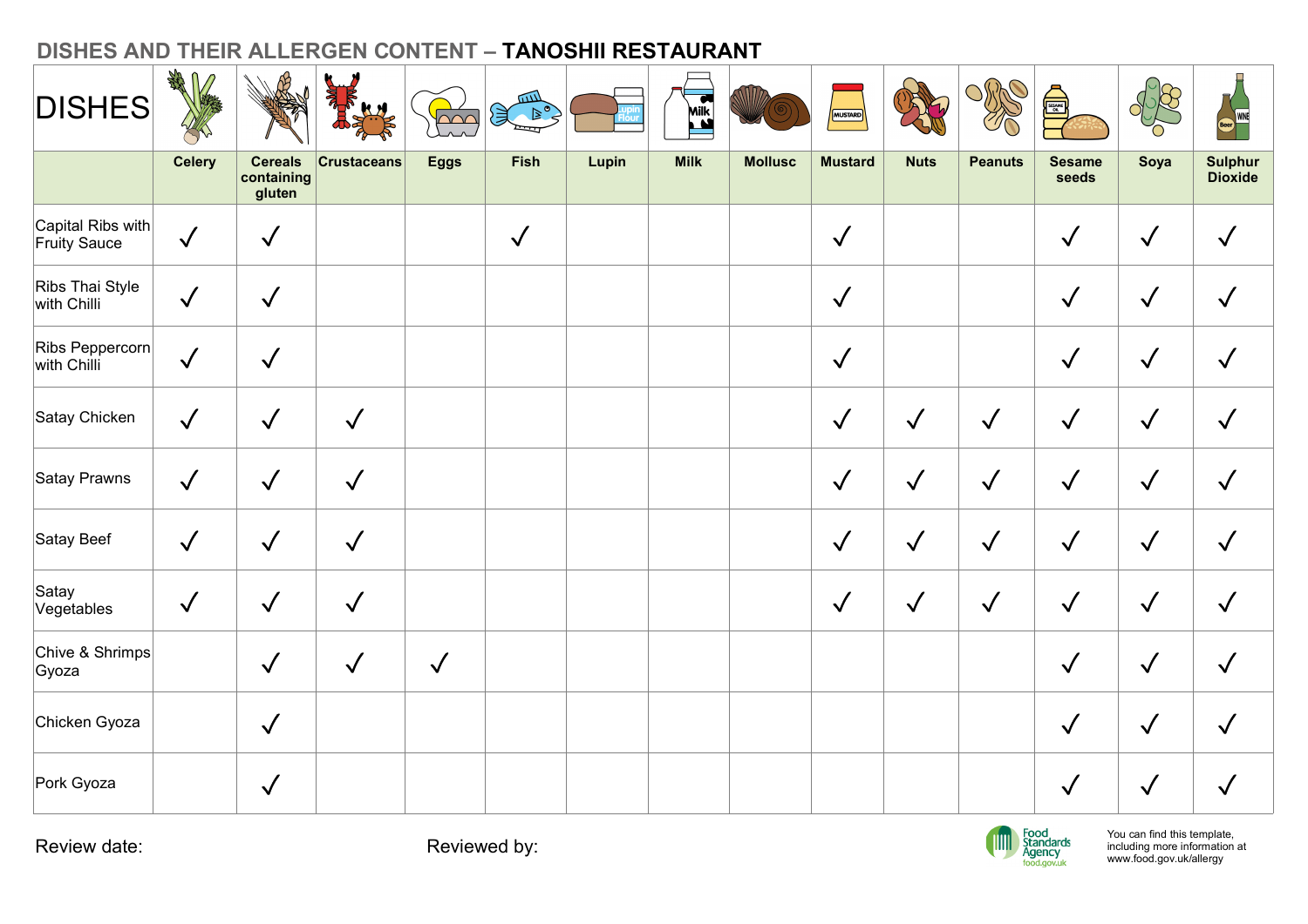## DISHES AND THEIR ALLERGEN CONTENT – **TANOSHII RESTAURANT**

| DISHES | Celery | Cereals containing gluten | Crustaceans | Eggs | Fish | Lupin | Milk | Mollusc | Mustard | Nuts | Peanuts | Sesame seeds | Soya | Sulphur Dioxide |
|---|---|---|---|---|---|---|---|---|---|---|---|---|---|---|
| Capital Ribs with Fruity Sauce | ✓ | ✓ | | | ✓ | | | | ✓ | | | ✓ | ✓ | ✓ |
| Ribs Thai Style with Chilli | ✓ | ✓ | | | | | | | ✓ | | | ✓ | ✓ | ✓ |
| Ribs Peppercorn with Chilli | ✓ | ✓ | | | | | | | ✓ | | | ✓ | ✓ | ✓ |
| Satay Chicken | ✓ | ✓ | ✓ | | | | | | ✓ | ✓ | ✓ | ✓ | ✓ | ✓ |
| Satay Prawns | ✓ | ✓ | ✓ | | | | | | ✓ | ✓ | ✓ | ✓ | ✓ | ✓ |
| Satay Beef | ✓ | ✓ | ✓ | | | | | | ✓ | ✓ | ✓ | ✓ | ✓ | ✓ |
| Satay Vegetables | ✓ | ✓ | ✓ | | | | | | ✓ | ✓ | ✓ | ✓ | ✓ | ✓ |
| Chive & Shrimps Gyoza | | ✓ | ✓ | ✓ | | | | | | | | ✓ | ✓ | ✓ |
| Chicken Gyoza | | ✓ | | | | | | | | | | ✓ | ✓ | ✓ |
| Pork Gyoza | | ✓ | | | | | | | | | | ✓ | ✓ | ✓ |

Review date: Reviewed by:

Food Standards Agency food.gov.uk

You can find this template, including more information at www.food.gov.uk/allergy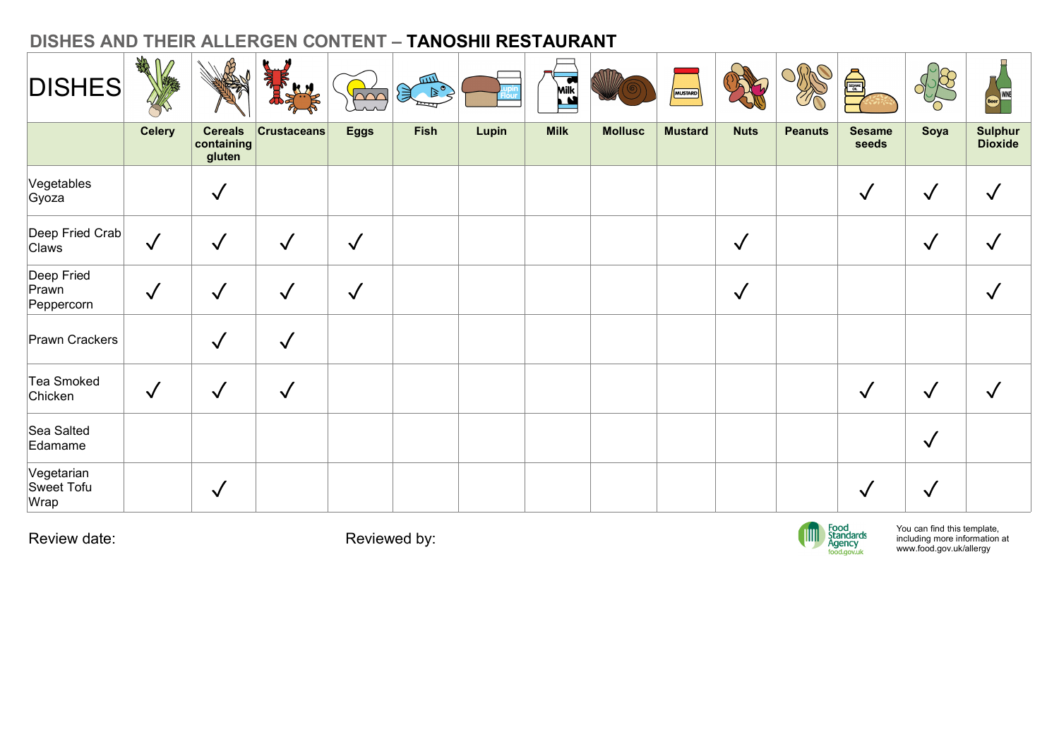# DISHES AND THEIR ALLERGEN CONTENT – **TANOSHII RESTAURANT**

| DISHES | Celery | Cereals containing gluten | Crustaceans | Eggs | Fish | Lupin | Milk | Mollusc | Mustard | Nuts | Peanuts | Sesame seeds | Soya | Sulphur Dioxide |
|---|---|---|---|---|---|---|---|---|---|---|---|---|---|---|
| Vegetables Gyoza | | ✓ | | | | | | | | | | ✓ | ✓ | ✓ |
| Deep Fried Crab Claws | ✓ | ✓ | ✓ | ✓ | | | | | | ✓ | | | ✓ | ✓ |
| Deep Fried Prawn Peppercorn | ✓ | ✓ | ✓ | ✓ | | | | | | ✓ | | | | ✓ |
| Prawn Crackers | | ✓ | ✓ | | | | | | | | | | | |
| Tea Smoked Chicken | ✓ | ✓ | ✓ | | | | | | | | | ✓ | ✓ | ✓ |
| Sea Salted Edamame | | | | | | | | | | | | | ✓ | |
| Vegetarian Sweet Tofu Wrap | | ✓ | | | | | | | | | | ✓ | ✓ | |

Review date:

Reviewed by:

Food Standards Agency food.gov.uk

You can find this template, including more information at www.food.gov.uk/allergy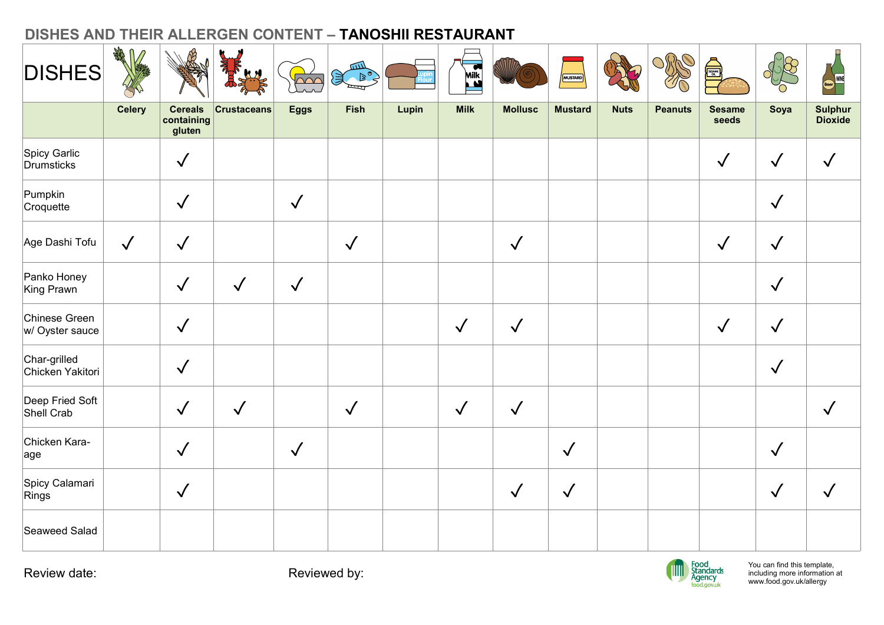# DISHES AND THEIR ALLERGEN CONTENT – **TANOSHII RESTAURANT**

| DISHES | Celery | Cereals containing gluten | Crustaceans | Eggs | Fish | Lupin | Milk | Mollusc | Mustard | Nuts | Peanuts | Sesame seeds | Soya | Sulphur Dioxide |
|---|---|---|---|---|---|---|---|---|---|---|---|---|---|---|
| Spicy Garlic Drumsticks | | ✓ | | | | | | | | | | ✓ | ✓ | ✓ |
| Pumpkin Croquette | | ✓ | | ✓ | | | | | | | | | ✓ | |
| Age Dashi Tofu | ✓ | ✓ | | | ✓ | | | ✓ | | | | ✓ | ✓ | |
| Panko Honey King Prawn | | ✓ | ✓ | ✓ | | | | | | | | | ✓ | |
| Chinese Green w/ Oyster sauce | | ✓ | | | | | ✓ | ✓ | | | | ✓ | ✓ | |
| Char-grilled Chicken Yakitori | | ✓ | | | | | | | | | | | ✓ | |
| Deep Fried Soft Shell Crab | | ✓ | ✓ | | ✓ | | ✓ | ✓ | | | | | | ✓ |
| Chicken Kara-age | | ✓ | | ✓ | | | | | ✓ | | | | ✓ | |
| Spicy Calamari Rings | | ✓ | | | | | | ✓ | ✓ | | | | ✓ | ✓ |
| Seaweed Salad | | | | | | | | | | | | | | |

Review date: Reviewed by:

Food Standards Agency food.gov.uk

You can find this template, including more information at www.food.gov.uk/allergy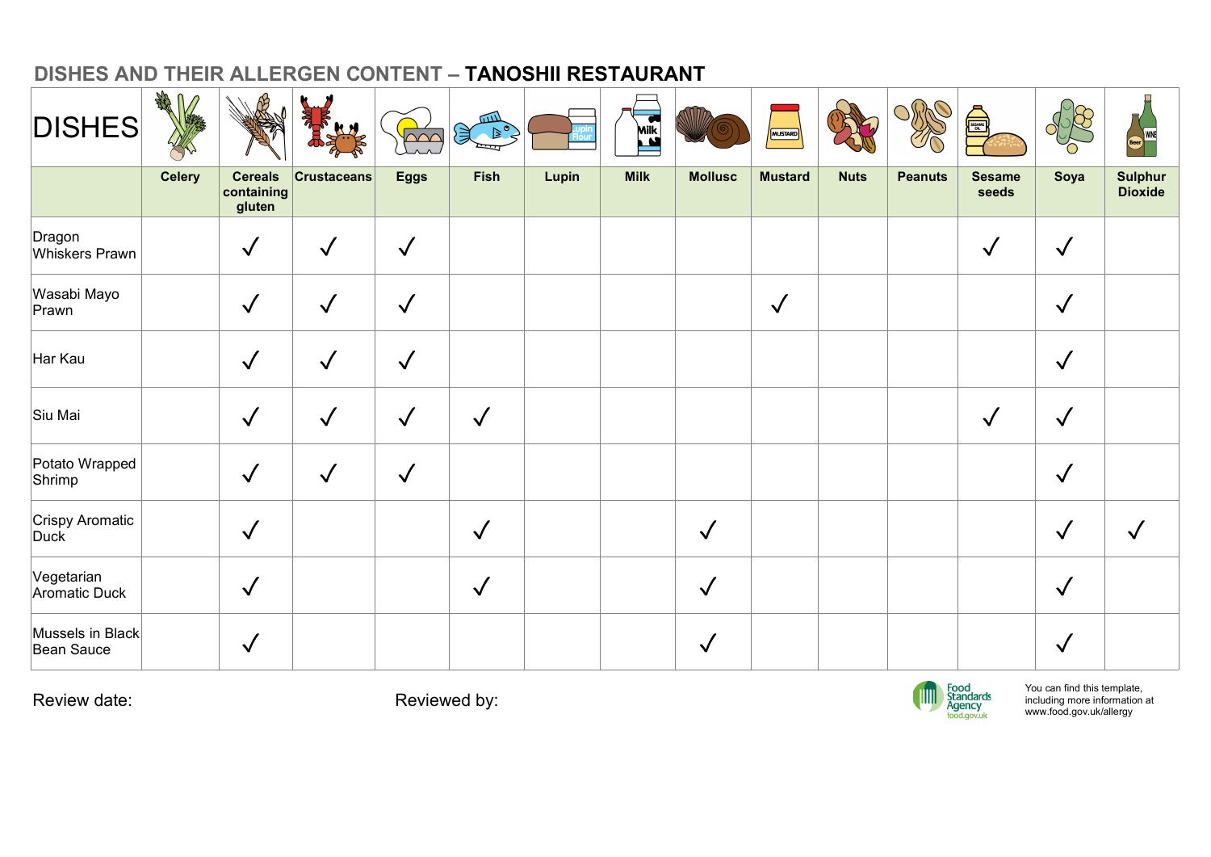## DISHES AND THEIR ALLERGEN CONTENT – **TANOSHII RESTAURANT**

| DISHES | Celery | Cereals containing gluten | Crustaceans | Eggs | Fish | Lupin | Milk | Mollusc | Mustard | Nuts | Peanuts | Sesame seeds | Soya | Sulphur Dioxide |
|---|---|---|---|---|---|---|---|---|---|---|---|---|---|---|
| Dragon Whiskers Prawn | | ✓ | ✓ | ✓ | | | | | | | | ✓ | ✓ | |
| Wasabi Mayo Prawn | | ✓ | ✓ | ✓ | | | | | ✓ | | | | ✓ | |
| Har Kau | | ✓ | ✓ | ✓ | | | | | | | | | ✓ | |
| Siu Mai | | ✓ | ✓ | ✓ | ✓ | | | | | | | ✓ | ✓ | |
| Potato Wrapped Shrimp | | ✓ | ✓ | ✓ | | | | | | | | | ✓ | |
| Crispy Aromatic Duck | | ✓ | | | ✓ | | | ✓ | | | | | ✓ | ✓ |
| Vegetarian Aromatic Duck | | ✓ | | | ✓ | | | ✓ | | | | | ✓ | |
| Mussels in Black Bean Sauce | | ✓ | | | | | | ✓ | | | | | ✓ | |

Review date: Reviewed by:

Food Standards Agency food.gov.uk

You can find this template, including more information at www.food.gov.uk/allergy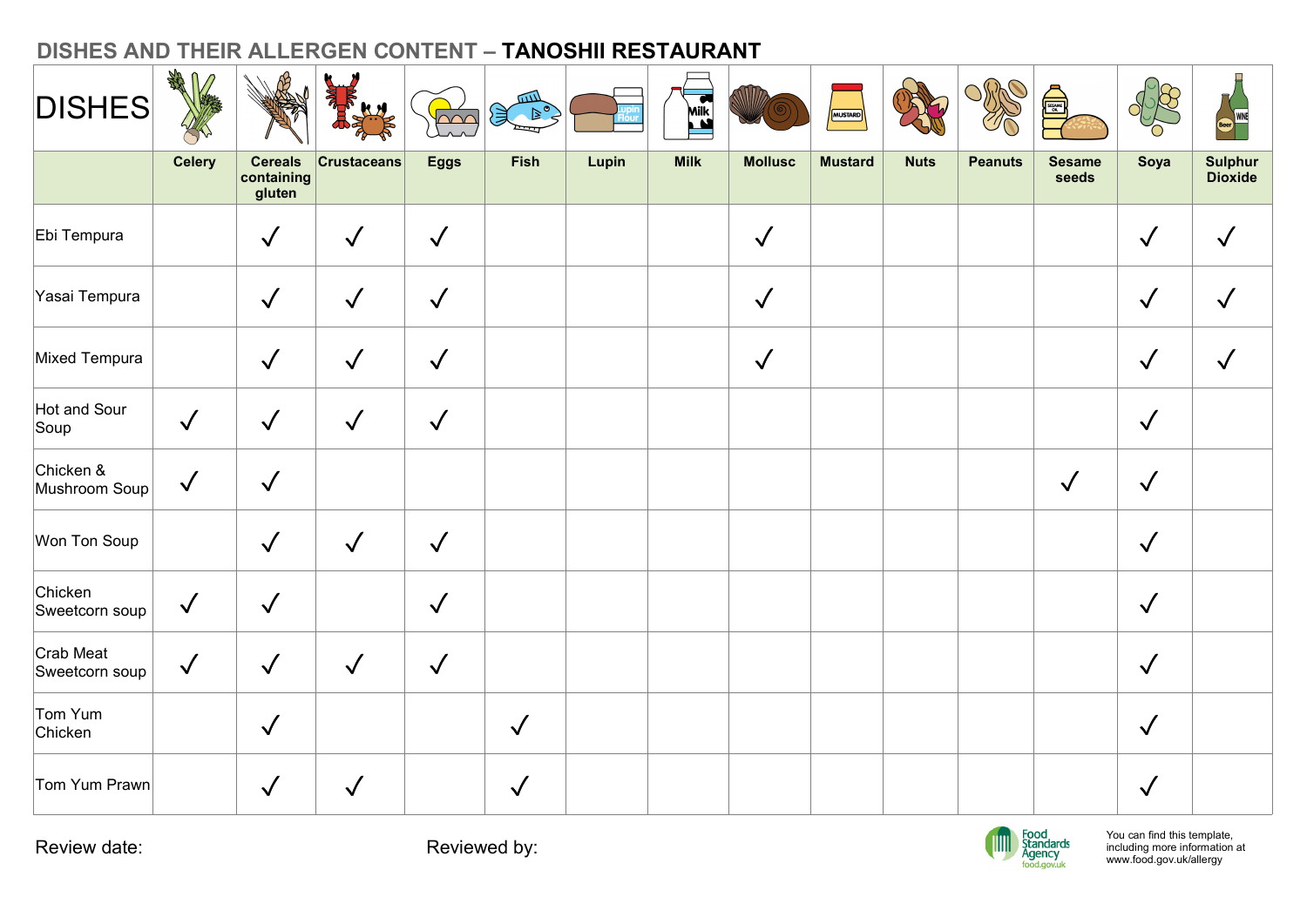# DISHES AND THEIR ALLERGEN CONTENT – **TANOSHII RESTAURANT**

| DISHES | Celery | Cereals containing gluten | Crustaceans | Eggs | Fish | Lupin | Milk | Mollusc | Mustard | Nuts | Peanuts | Sesame seeds | Soya | Sulphur Dioxide |
|---|---|---|---|---|---|---|---|---|---|---|---|---|---|---|
| Ebi Tempura | | ✓ | ✓ | ✓ | | | | ✓ | | | | | ✓ | ✓ |
| Yasai Tempura | | ✓ | ✓ | ✓ | | | | ✓ | | | | | ✓ | ✓ |
| Mixed Tempura | | ✓ | ✓ | ✓ | | | | ✓ | | | | | ✓ | ✓ |
| Hot and Sour Soup | ✓ | ✓ | ✓ | ✓ | | | | | | | | | ✓ | |
| Chicken & Mushroom Soup | ✓ | ✓ | | | | | | | | | | ✓ | ✓ | |
| Won Ton Soup | | ✓ | ✓ | ✓ | | | | | | | | | ✓ | |
| Chicken Sweetcorn soup | ✓ | ✓ | | ✓ | | | | | | | | | ✓ | |
| Crab Meat Sweetcorn soup | ✓ | ✓ | ✓ | ✓ | | | | | | | | | ✓ | |
| Tom Yum Chicken | | ✓ | | | ✓ | | | | | | | | ✓ | |
| Tom Yum Prawn | | ✓ | ✓ | | ✓ | | | | | | | | ✓ | |

Review date:

Reviewed by:

Food Standards Agency food.gov.uk

You can find this template, including more information at www.food.gov.uk/allergy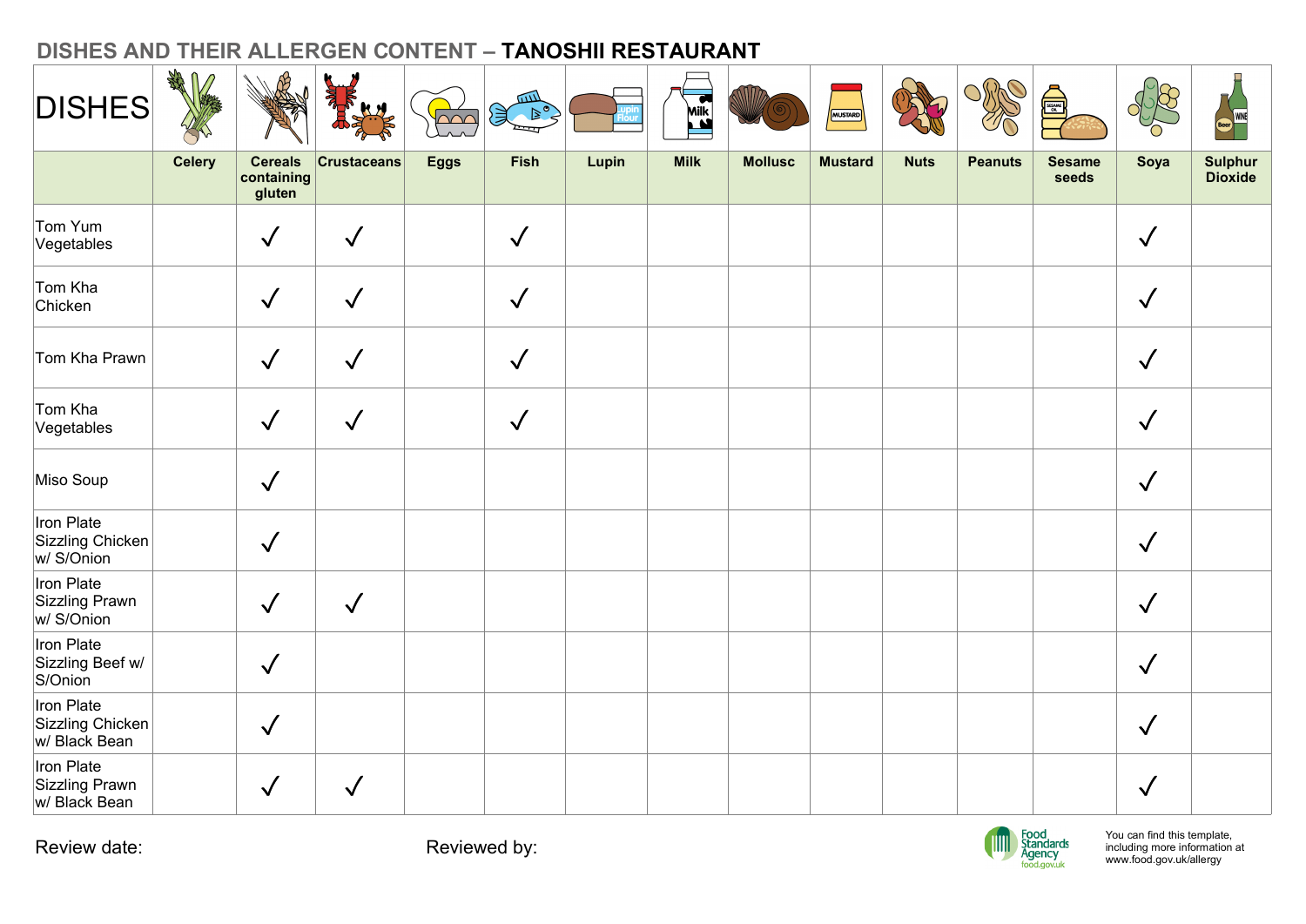## DISHES AND THEIR ALLERGEN CONTENT – **TANOSHII RESTAURANT**

| DISHES | Celery | Cereals containing gluten | Crustaceans | Eggs | Fish | Lupin | Milk | Mollusc | Mustard | Nuts | Peanuts | Sesame seeds | Soya | Sulphur Dioxide |
|---|---|---|---|---|---|---|---|---|---|---|---|---|---|---|
| Tom Yum Vegetables | | ✓ | ✓ | | ✓ | | | | | | | | ✓ | |
| Tom Kha Chicken | | ✓ | ✓ | | ✓ | | | | | | | | ✓ | |
| Tom Kha Prawn | | ✓ | ✓ | | ✓ | | | | | | | | ✓ | |
| Tom Kha Vegetables | | ✓ | ✓ | | ✓ | | | | | | | | ✓ | |
| Miso Soup | | ✓ | | | | | | | | | | | ✓ | |
| Iron Plate Sizzling Chicken w/ S/Onion | | ✓ | | | | | | | | | | | ✓ | |
| Iron Plate Sizzling Prawn w/ S/Onion | | ✓ | ✓ | | | | | | | | | | ✓ | |
| Iron Plate Sizzling Beef w/ S/Onion | | ✓ | | | | | | | | | | | ✓ | |
| Iron Plate Sizzling Chicken w/ Black Bean | | ✓ | | | | | | | | | | | ✓ | |
| Iron Plate Sizzling Prawn w/ Black Bean | | ✓ | ✓ | | | | | | | | | | ✓ | |

Review date: Reviewed by:

Food Standards Agency food.gov.uk

You can find this template, including more information at www.food.gov.uk/allergy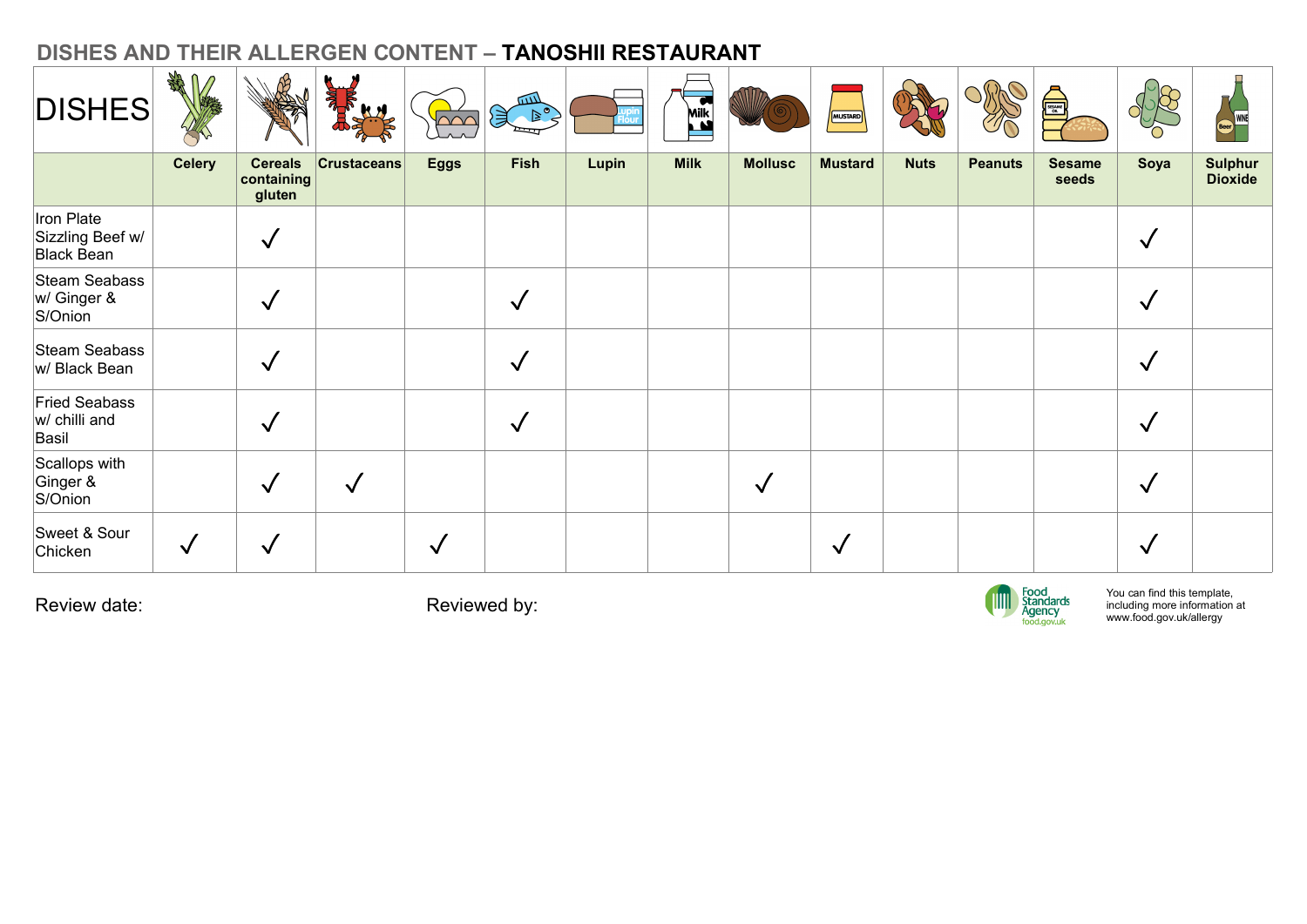## DISHES AND THEIR ALLERGEN CONTENT – **TANOSHII RESTAURANT**

| DISHES | Celery | Cereals containing gluten | Crustaceans | Eggs | Fish | Lupin | Milk | Mollusc | Mustard | Nuts | Peanuts | Sesame seeds | Soya | Sulphur Dioxide |
|---|---|---|---|---|---|---|---|---|---|---|---|---|---|---|
| Iron Plate Sizzling Beef w/ Black Bean | | ✓ | | | | | | | | | | | ✓ | |
| Steam Seabass w/ Ginger & S/Onion | | ✓ | | | ✓ | | | | | | | | ✓ | |
| Steam Seabass w/ Black Bean | | ✓ | | | ✓ | | | | | | | | ✓ | |
| Fried Seabass w/ chilli and Basil | | ✓ | | | ✓ | | | | | | | | ✓ | |
| Scallops with Ginger & S/Onion | | ✓ | ✓ | | | | | ✓ | | | | | ✓ | |
| Sweet & Sour Chicken | ✓ | ✓ | | ✓ | | | | | ✓ | | | | ✓ | |

Review date:

Reviewed by:

Food Standards Agency food.gov.uk

You can find this template, including more information at www.food.gov.uk/allergy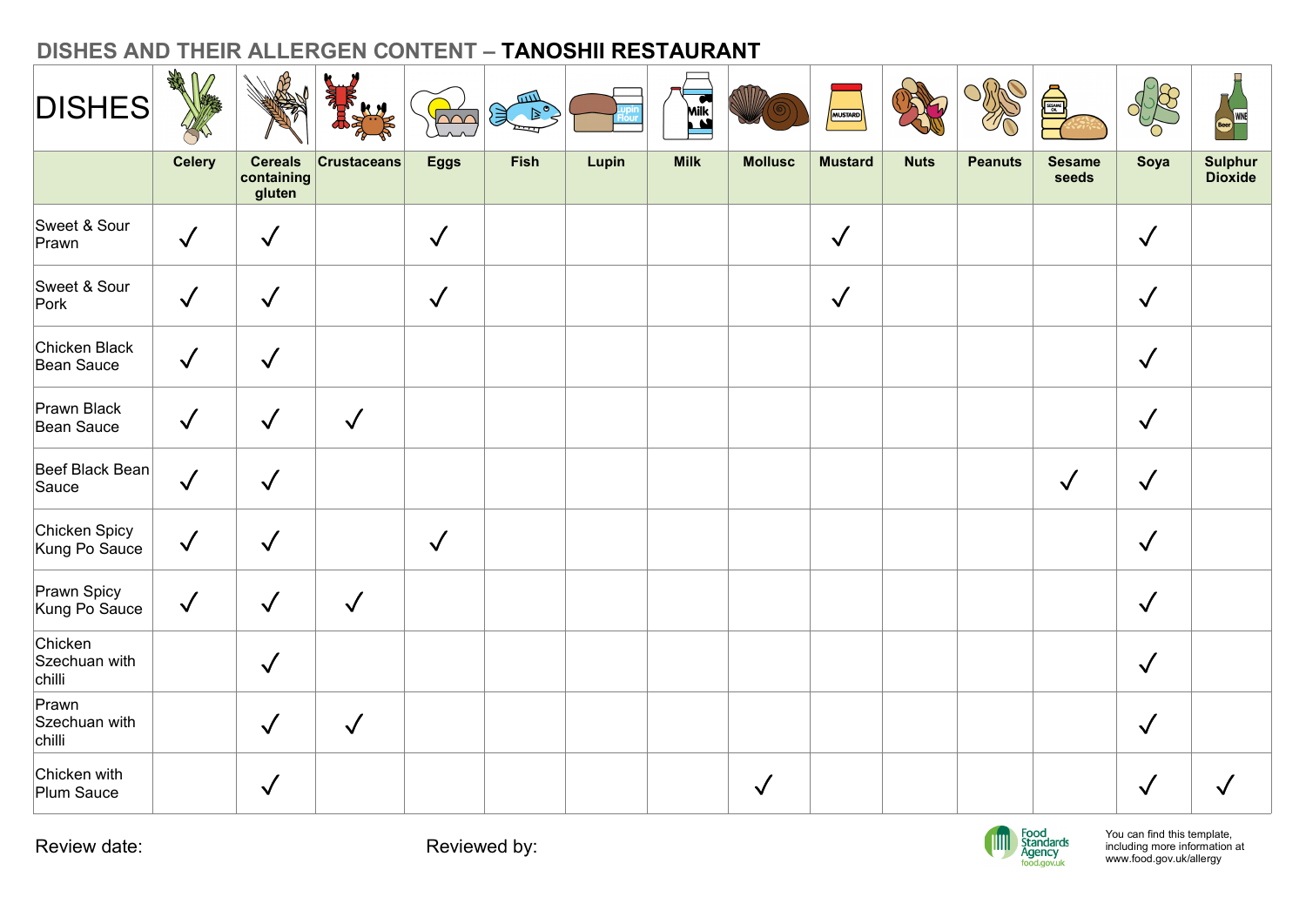# DISHES AND THEIR ALLERGEN CONTENT – **TANOSHII RESTAURANT**

| DISHES | Celery | Cereals containing gluten | Crustaceans | Eggs | Fish | Lupin | Milk | Mollusc | Mustard | Nuts | Peanuts | Sesame seeds | Soya | Sulphur Dioxide |
|---|---|---|---|---|---|---|---|---|---|---|---|---|---|---|
| Sweet & Sour Prawn | ✓ | ✓ | | ✓ | | | | | ✓ | | | | ✓ | |
| Sweet & Sour Pork | ✓ | ✓ | | ✓ | | | | | ✓ | | | | ✓ | |
| Chicken Black Bean Sauce | ✓ | ✓ | | | | | | | | | | | ✓ | |
| Prawn Black Bean Sauce | ✓ | ✓ | ✓ | | | | | | | | | | ✓ | |
| Beef Black Bean Sauce | ✓ | ✓ | | | | | | | | | | ✓ | ✓ | |
| Chicken Spicy Kung Po Sauce | ✓ | ✓ | | ✓ | | | | | | | | | ✓ | |
| Prawn Spicy Kung Po Sauce | ✓ | ✓ | ✓ | | | | | | | | | | ✓ | |
| Chicken Szechuan with chilli | | ✓ | | | | | | | | | | | ✓ | |
| Prawn Szechuan with chilli | | ✓ | ✓ | | | | | | | | | | ✓ | |
| Chicken with Plum Sauce | | ✓ | | | | | | ✓ | | | | | ✓ | ✓ |

Review date: Reviewed by:

Food Standards Agency food.gov.uk

You can find this template, including more information at www.food.gov.uk/allergy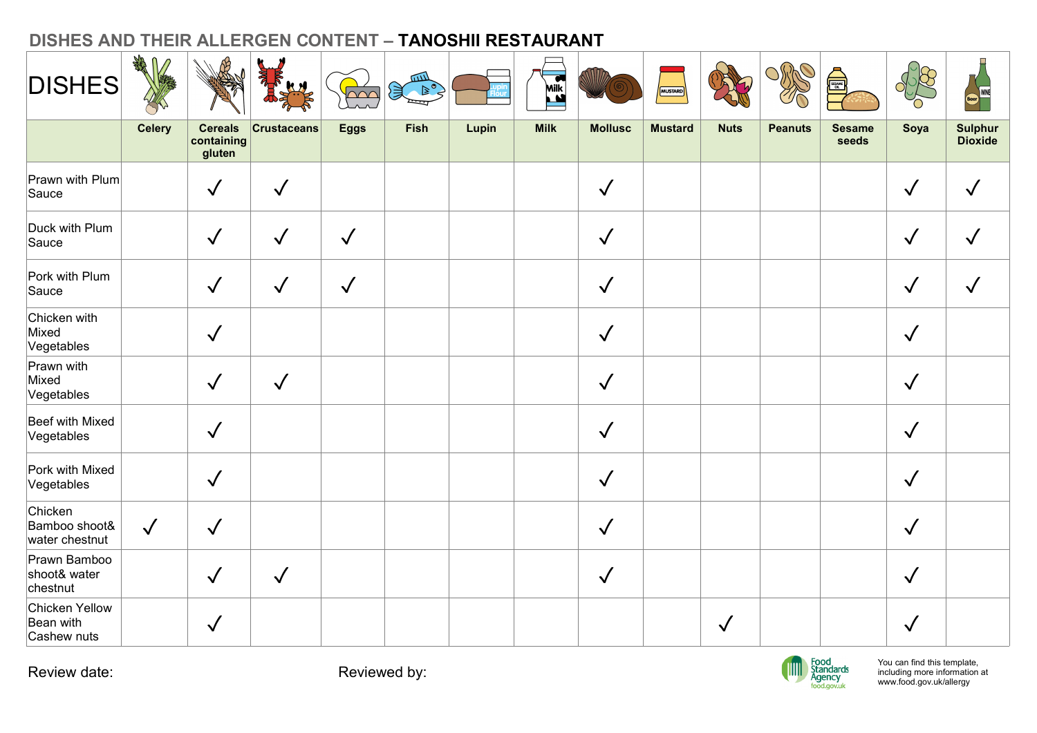# DISHES AND THEIR ALLERGEN CONTENT – **TANOSHII RESTAURANT**

| DISHES | Celery | Cereals containing gluten | Crustaceans | Eggs | Fish | Lupin | Milk | Mollusc | Mustard | Nuts | Peanuts | Sesame seeds | Soya | Sulphur Dioxide |
|---|---|---|---|---|---|---|---|---|---|---|---|---|---|---|
| Prawn with Plum Sauce | | ✓ | ✓ | | | | | ✓ | | | | | ✓ | ✓ |
| Duck with Plum Sauce | | ✓ | ✓ | ✓ | | | | ✓ | | | | | ✓ | ✓ |
| Pork with Plum Sauce | | ✓ | ✓ | ✓ | | | | ✓ | | | | | ✓ | ✓ |
| Chicken with Mixed Vegetables | | ✓ | | | | | | ✓ | | | | | ✓ | |
| Prawn with Mixed Vegetables | | ✓ | ✓ | | | | | ✓ | | | | | ✓ | |
| Beef with Mixed Vegetables | | ✓ | | | | | | ✓ | | | | | ✓ | |
| Pork with Mixed Vegetables | | ✓ | | | | | | ✓ | | | | | ✓ | |
| Chicken Bamboo shoot& water chestnut | ✓ | ✓ | | | | | | ✓ | | | | | ✓ | |
| Prawn Bamboo shoot& water chestnut | | ✓ | ✓ | | | | | ✓ | | | | | ✓ | |
| Chicken Yellow Bean with Cashew nuts | | ✓ | | | | | | | | ✓ | | | ✓ | |

Review date:

Reviewed by:

Food Standards Agency food.gov.uk

You can find this template, including more information at www.food.gov.uk/allergy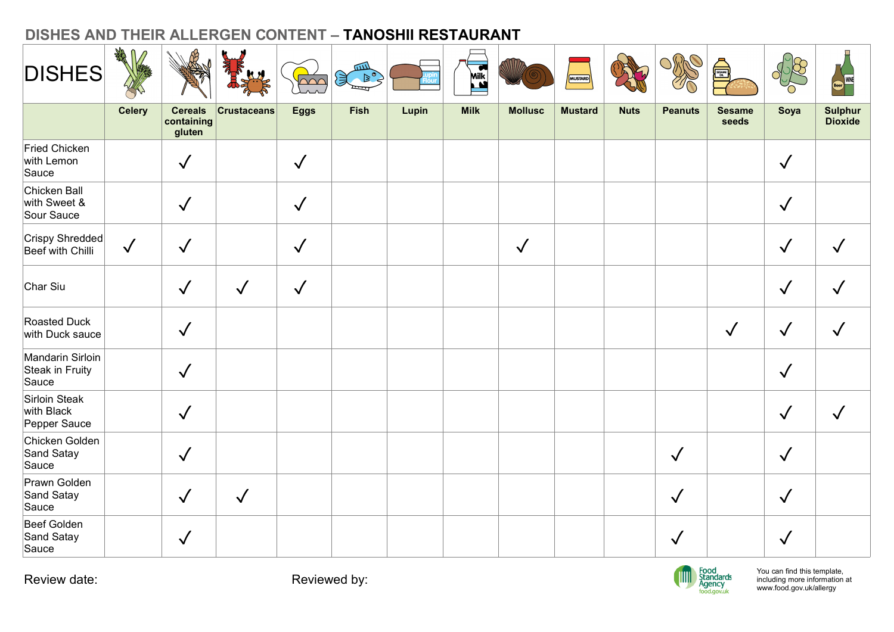# DISHES AND THEIR ALLERGEN CONTENT – **TANOSHII RESTAURANT**

| DISHES | Celery | Cereals containing gluten | Crustaceans | Eggs | Fish | Lupin | Milk | Mollusc | Mustard | Nuts | Peanuts | Sesame seeds | Soya | Sulphur Dioxide |
|---|---|---|---|---|---|---|---|---|---|---|---|---|---|---|
| Fried Chicken with Lemon Sauce | | ✓ | | ✓ | | | | | | | | | ✓ | |
| Chicken Ball with Sweet & Sour Sauce | | ✓ | | ✓ | | | | | | | | | ✓ | |
| Crispy Shredded Beef with Chilli | ✓ | ✓ | | ✓ | | | | ✓ | | | | | ✓ | ✓ |
| Char Siu | | ✓ | ✓ | ✓ | | | | | | | | | ✓ | ✓ |
| Roasted Duck with Duck sauce | | ✓ | | | | | | | | | | ✓ | ✓ | ✓ |
| Mandarin Sirloin Steak in Fruity Sauce | | ✓ | | | | | | | | | | | ✓ | |
| Sirloin Steak with Black Pepper Sauce | | ✓ | | | | | | | | | | | ✓ | ✓ |
| Chicken Golden Sand Satay Sauce | | ✓ | | | | | | | | | ✓ | | ✓ | |
| Prawn Golden Sand Satay Sauce | | ✓ | ✓ | | | | | | | | ✓ | | ✓ | |
| Beef Golden Sand Satay Sauce | | ✓ | | | | | | | | | ✓ | | ✓ | |

Review date: Reviewed by:

Food Standards Agency food.gov.uk

You can find this template, including more information at www.food.gov.uk/allergy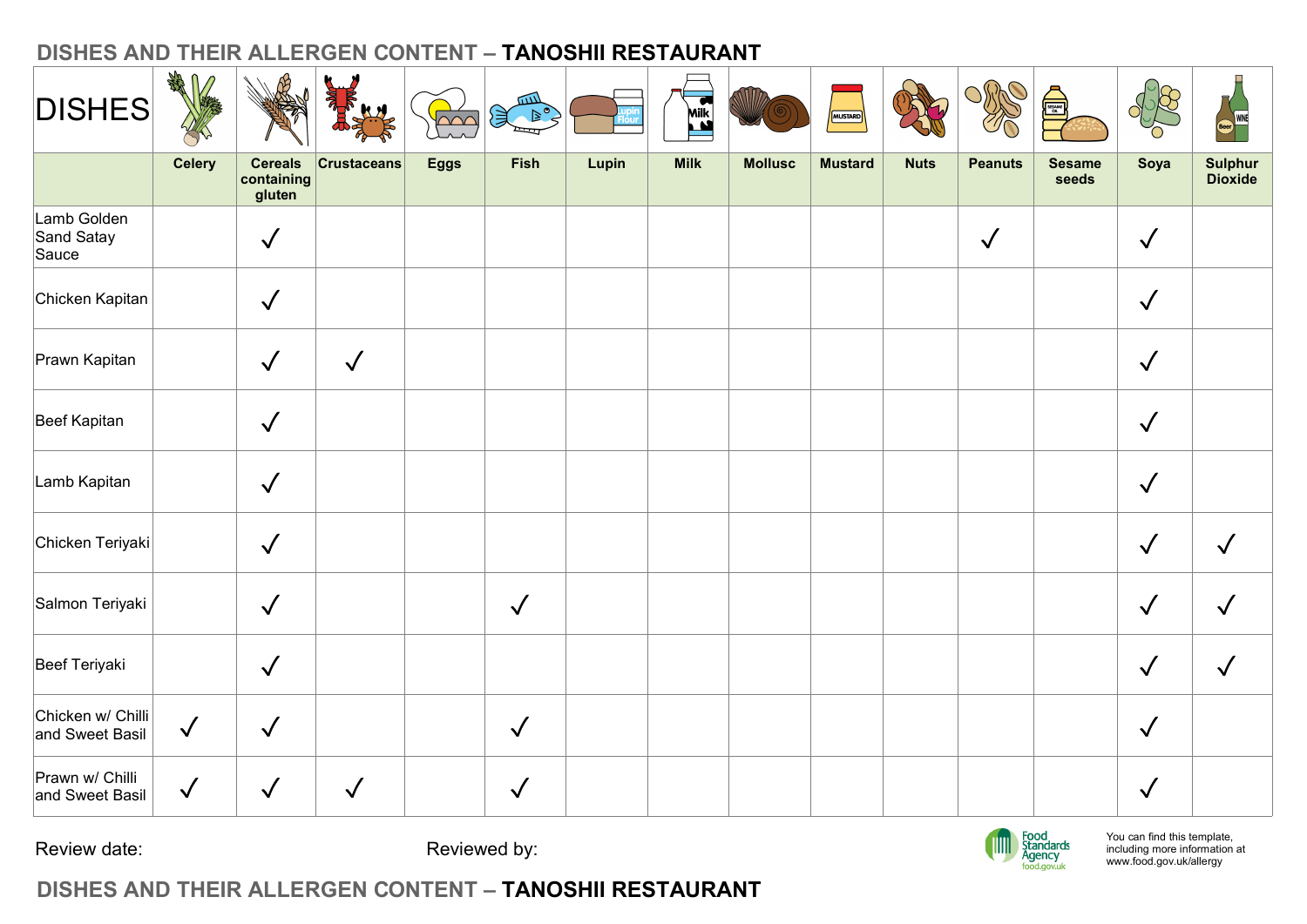## DISHES AND THEIR ALLERGEN CONTENT – **TANOSHII RESTAURANT**

| DISHES | Celery | Cereals containing gluten | Crustaceans | Eggs | Fish | Lupin | Milk | Mollusc | Mustard | Nuts | Peanuts | Sesame seeds | Soya | Sulphur Dioxide |
|---|---|---|---|---|---|---|---|---|---|---|---|---|---|---|
| Lamb Golden Sand Satay Sauce | | ✓ | | | | | | | | | ✓ | | ✓ | |
| Chicken Kapitan | | ✓ | | | | | | | | | | | ✓ | |
| Prawn Kapitan | | ✓ | ✓ | | | | | | | | | | ✓ | |
| Beef Kapitan | | ✓ | | | | | | | | | | | ✓ | |
| Lamb Kapitan | | ✓ | | | | | | | | | | | ✓ | |
| Chicken Teriyaki | | ✓ | | | | | | | | | | | ✓ | ✓ |
| Salmon Teriyaki | | ✓ | | | ✓ | | | | | | | | ✓ | ✓ |
| Beef Teriyaki | | ✓ | | | | | | | | | | | ✓ | ✓ |
| Chicken w/ Chilli and Sweet Basil | ✓ | ✓ | | | ✓ | | | | | | | | ✓ | |
| Prawn w/ Chilli and Sweet Basil | ✓ | ✓ | ✓ | | ✓ | | | | | | | | ✓ | |

Review date: Reviewed by:

Food Standards Agency food.gov.uk

You can find this template, including more information at www.food.gov.uk/allergy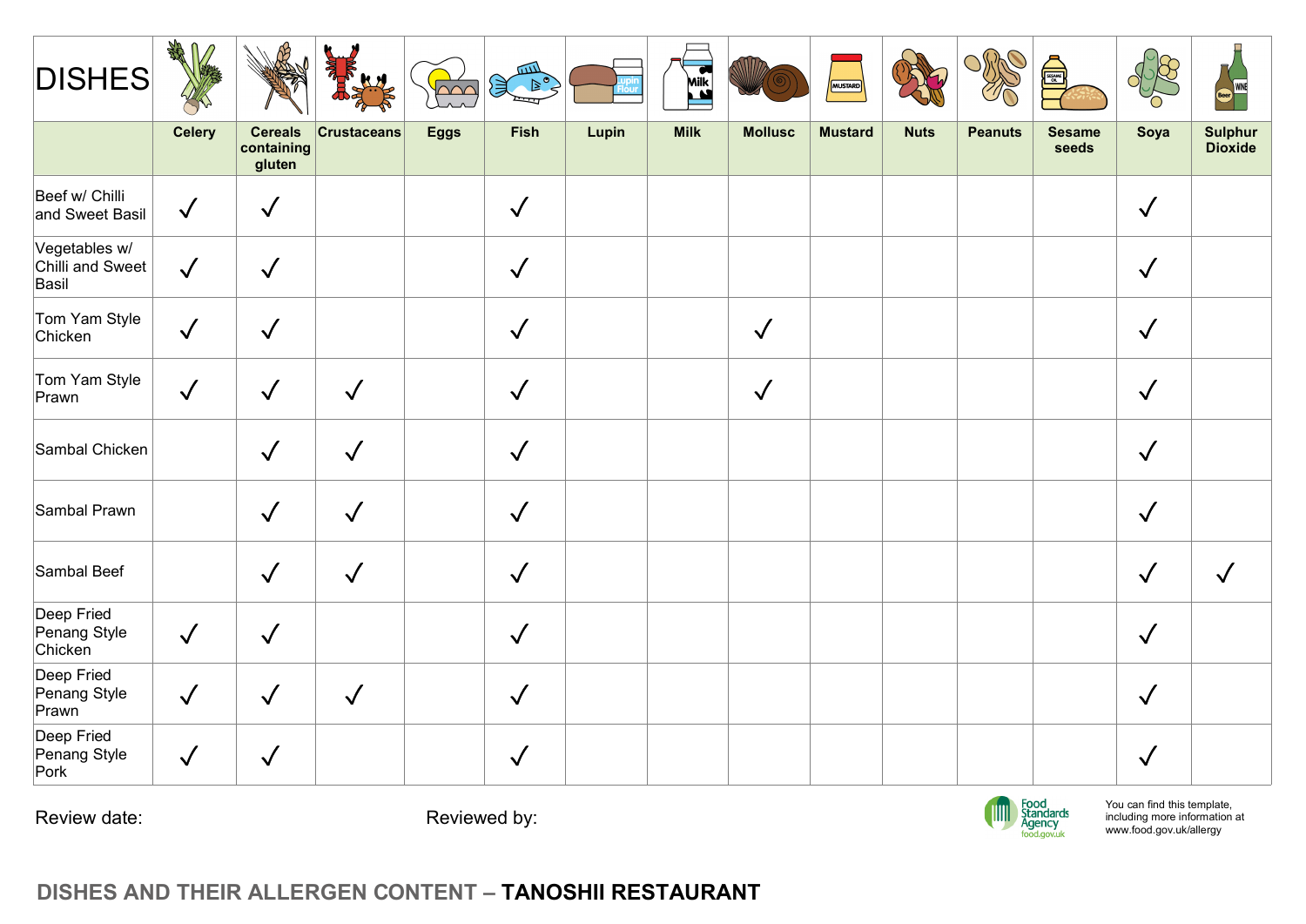| DISHES | Celery | Cereals containing gluten | Crustaceans | Eggs | Fish | Lupin | Milk | Mollusc | Mustard | Nuts | Peanuts | Sesame seeds | Soya | Sulphur Dioxide |
|---|---|---|---|---|---|---|---|---|---|---|---|---|---|---|
| Beef w/ Chilli and Sweet Basil | ✓ | ✓ | | | ✓ | | | | | | | | ✓ | |
| Vegetables w/ Chilli and Sweet Basil | ✓ | ✓ | | | ✓ | | | | | | | | ✓ | |
| Tom Yam Style Chicken | ✓ | ✓ | | | ✓ | | | ✓ | | | | | ✓ | |
| Tom Yam Style Prawn | ✓ | ✓ | ✓ | | ✓ | | | ✓ | | | | | ✓ | |
| Sambal Chicken | | ✓ | ✓ | | ✓ | | | | | | | | ✓ | |
| Sambal Prawn | | ✓ | ✓ | | ✓ | | | | | | | | ✓ | |
| Sambal Beef | | ✓ | ✓ | | ✓ | | | | | | | | ✓ | ✓ |
| Deep Fried Penang Style Chicken | ✓ | ✓ | | | ✓ | | | | | | | | ✓ | |
| Deep Fried Penang Style Prawn | ✓ | ✓ | ✓ | | ✓ | | | | | | | | ✓ | |
| Deep Fried Penang Style Pork | ✓ | ✓ | | | ✓ | | | | | | | | ✓ | |

Review date: Reviewed by:

Food Standards Agency food.gov.uk

You can find this template, including more information at www.food.gov.uk/allergy

**DISHES AND THEIR ALLERGEN CONTENT – TANOSHII RESTAURANT**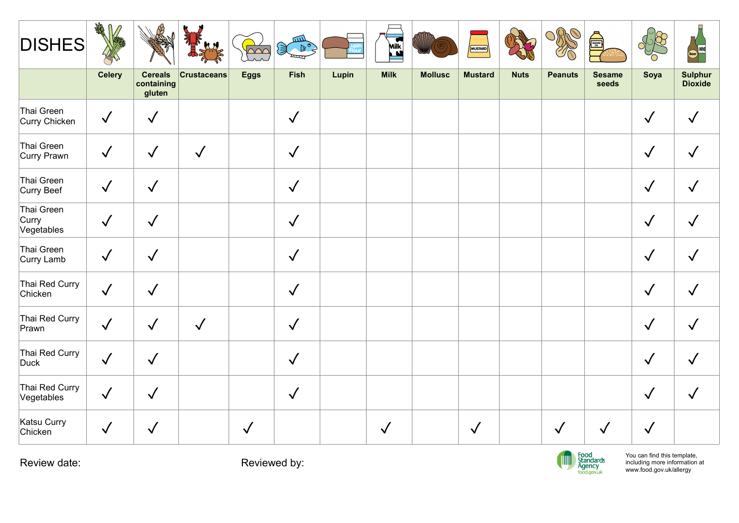| DISHES | Celery | Cereals containing gluten | Crustaceans | Eggs | Fish | Lupin | Milk | Mollusc | Mustard | Nuts | Peanuts | Sesame seeds | Soya | Sulphur Dioxide |
|---|---|---|---|---|---|---|---|---|---|---|---|---|---|---|
| Thai Green Curry Chicken | ✓ | ✓ | | | ✓ | | | | | | | | ✓ | ✓ |
| Thai Green Curry Prawn | ✓ | ✓ | ✓ | | ✓ | | | | | | | | ✓ | ✓ |
| Thai Green Curry Beef | ✓ | ✓ | | | ✓ | | | | | | | | ✓ | ✓ |
| Thai Green Curry Vegetables | ✓ | ✓ | | | ✓ | | | | | | | | ✓ | ✓ |
| Thai Green Curry Lamb | ✓ | ✓ | | | ✓ | | | | | | | | ✓ | ✓ |
| Thai Red Curry Chicken | ✓ | ✓ | | | ✓ | | | | | | | | ✓ | ✓ |
| Thai Red Curry Prawn | ✓ | ✓ | ✓ | | ✓ | | | | | | | | ✓ | ✓ |
| Thai Red Curry Duck | ✓ | ✓ | | | ✓ | | | | | | | | ✓ | ✓ |
| Thai Red Curry Vegetables | ✓ | ✓ | | | ✓ | | | | | | | | ✓ | ✓ |
| Katsu Curry Chicken | ✓ | ✓ | | ✓ | | | ✓ | | ✓ | | ✓ | ✓ | ✓ | |

Review date:

Reviewed by:

Food Standards Agency food.gov.uk

You can find this template, including more information at www.food.gov.uk/allergy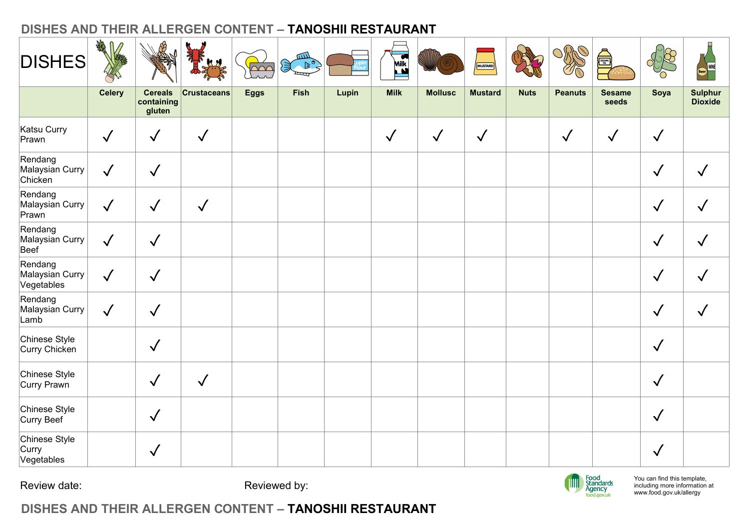## DISHES AND THEIR ALLERGEN CONTENT – **TANOSHII RESTAURANT**

| DISHES | Celery | Cereals containing gluten | Crustaceans | Eggs | Fish | Lupin | Milk | Mollusc | Mustard | Nuts | Peanuts | Sesame seeds | Soya | Sulphur Dioxide |
|---|---|---|---|---|---|---|---|---|---|---|---|---|---|---|
| Katsu Curry Prawn | ✓ | ✓ | ✓ | | | | ✓ | ✓ | ✓ | | ✓ | ✓ | ✓ | |
| Rendang Malaysian Curry Chicken | ✓ | ✓ | | | | | | | | | | | ✓ | ✓ |
| Rendang Malaysian Curry Prawn | ✓ | ✓ | ✓ | | | | | | | | | | ✓ | ✓ |
| Rendang Malaysian Curry Beef | ✓ | ✓ | | | | | | | | | | | ✓ | ✓ |
| Rendang Malaysian Curry Vegetables | ✓ | ✓ | | | | | | | | | | | ✓ | ✓ |
| Rendang Malaysian Curry Lamb | ✓ | ✓ | | | | | | | | | | | ✓ | ✓ |
| Chinese Style Curry Chicken | | ✓ | | | | | | | | | | | ✓ | |
| Chinese Style Curry Prawn | | ✓ | ✓ | | | | | | | | | | ✓ | |
| Chinese Style Curry Beef | | ✓ | | | | | | | | | | | ✓ | |
| Chinese Style Curry Vegetables | | ✓ | | | | | | | | | | | ✓ | |

Review date: Reviewed by:

Food Standards Agency food.gov.uk

You can find this template, including more information at www.food.gov.uk/allergy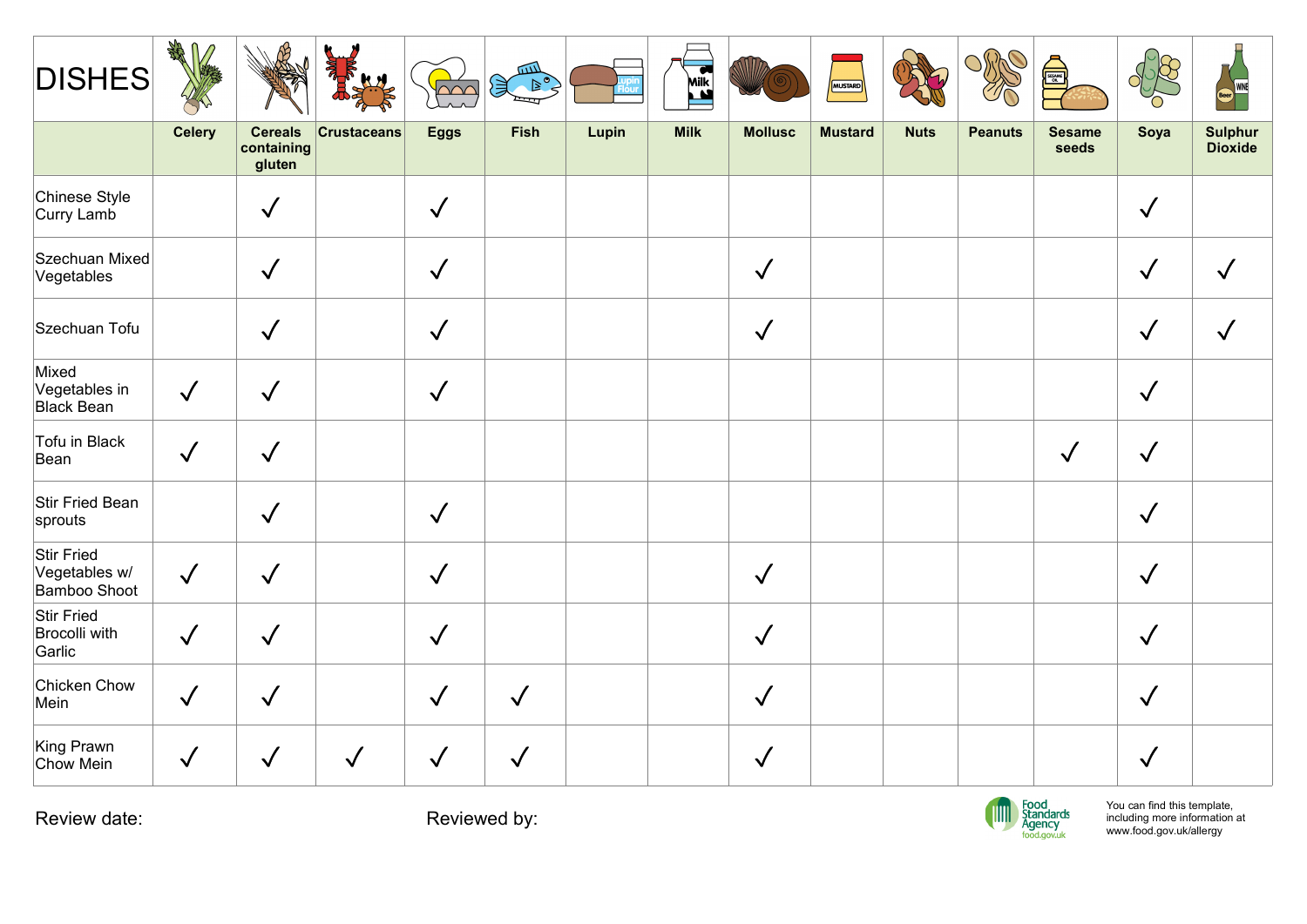| DISHES | Celery | Cereals containing gluten | Crustaceans | Eggs | Fish | Lupin | Milk | Mollusc | Mustard | Nuts | Peanuts | Sesame seeds | Soya | Sulphur Dioxide |
|---|---|---|---|---|---|---|---|---|---|---|---|---|---|---|
| Chinese Style Curry Lamb | | ✓ | | ✓ | | | | | | | | | ✓ | |
| Szechuan Mixed Vegetables | | ✓ | | ✓ | | | | ✓ | | | | | ✓ | ✓ |
| Szechuan Tofu | | ✓ | | ✓ | | | | ✓ | | | | | ✓ | ✓ |
| Mixed Vegetables in Black Bean | ✓ | ✓ | | ✓ | | | | | | | | | ✓ | |
| Tofu in Black Bean | ✓ | ✓ | | | | | | | | | | ✓ | ✓ | |
| Stir Fried Bean sprouts | | ✓ | | ✓ | | | | | | | | | ✓ | |
| Stir Fried Vegetables w/ Bamboo Shoot | ✓ | ✓ | | ✓ | | | | ✓ | | | | | ✓ | |
| Stir Fried Brocolli with Garlic | ✓ | ✓ | | ✓ | | | | ✓ | | | | | ✓ | |
| Chicken Chow Mein | ✓ | ✓ | | ✓ | ✓ | | | ✓ | | | | | ✓ | |
| King Prawn Chow Mein | ✓ | ✓ | ✓ | ✓ | ✓ | | | ✓ | | | | | ✓ | |

Review date:

Reviewed by:

Food Standards Agency food.gov.uk

You can find this template, including more information at www.food.gov.uk/allergy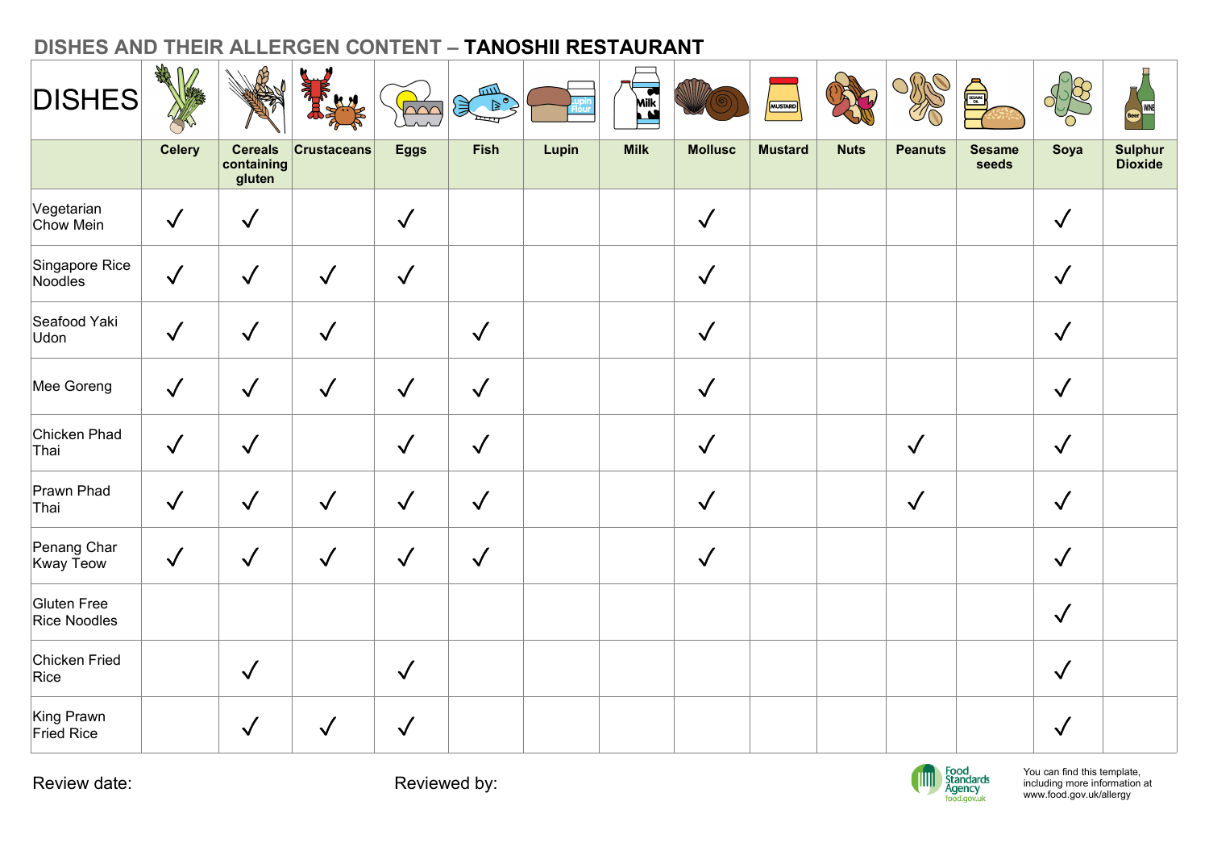## DISHES AND THEIR ALLERGEN CONTENT – **TANOSHII RESTAURANT**

| DISHES | Celery | Cereals containing gluten | Crustaceans | Eggs | Fish | Lupin | Milk | Mollusc | Mustard | Nuts | Peanuts | Sesame seeds | Soya | Sulphur Dioxide |
|---|---|---|---|---|---|---|---|---|---|---|---|---|---|---|
| Vegetarian Chow Mein | ✓ | ✓ | | ✓ | | | | ✓ | | | | | ✓ | |
| Singapore Rice Noodles | ✓ | ✓ | ✓ | ✓ | | | | ✓ | | | | | ✓ | |
| Seafood Yaki Udon | ✓ | ✓ | ✓ | | ✓ | | | ✓ | | | | | ✓ | |
| Mee Goreng | ✓ | ✓ | ✓ | ✓ | ✓ | | | ✓ | | | | | ✓ | |
| Chicken Phad Thai | ✓ | ✓ | | ✓ | ✓ | | | ✓ | | | ✓ | | ✓ | |
| Prawn Phad Thai | ✓ | ✓ | ✓ | ✓ | ✓ | | | ✓ | | | ✓ | | ✓ | |
| Penang Char Kway Teow | ✓ | ✓ | ✓ | ✓ | ✓ | | | ✓ | | | | | ✓ | |
| Gluten Free Rice Noodles | | | | | | | | | | | | | ✓ | |
| Chicken Fried Rice | | ✓ | | ✓ | | | | | | | | | ✓ | |
| King Prawn Fried Rice | | ✓ | ✓ | ✓ | | | | | | | | | ✓ | |

Review date:

Reviewed by:

Food Standards Agency food.gov.uk

You can find this template, including more information at www.food.gov.uk/allergy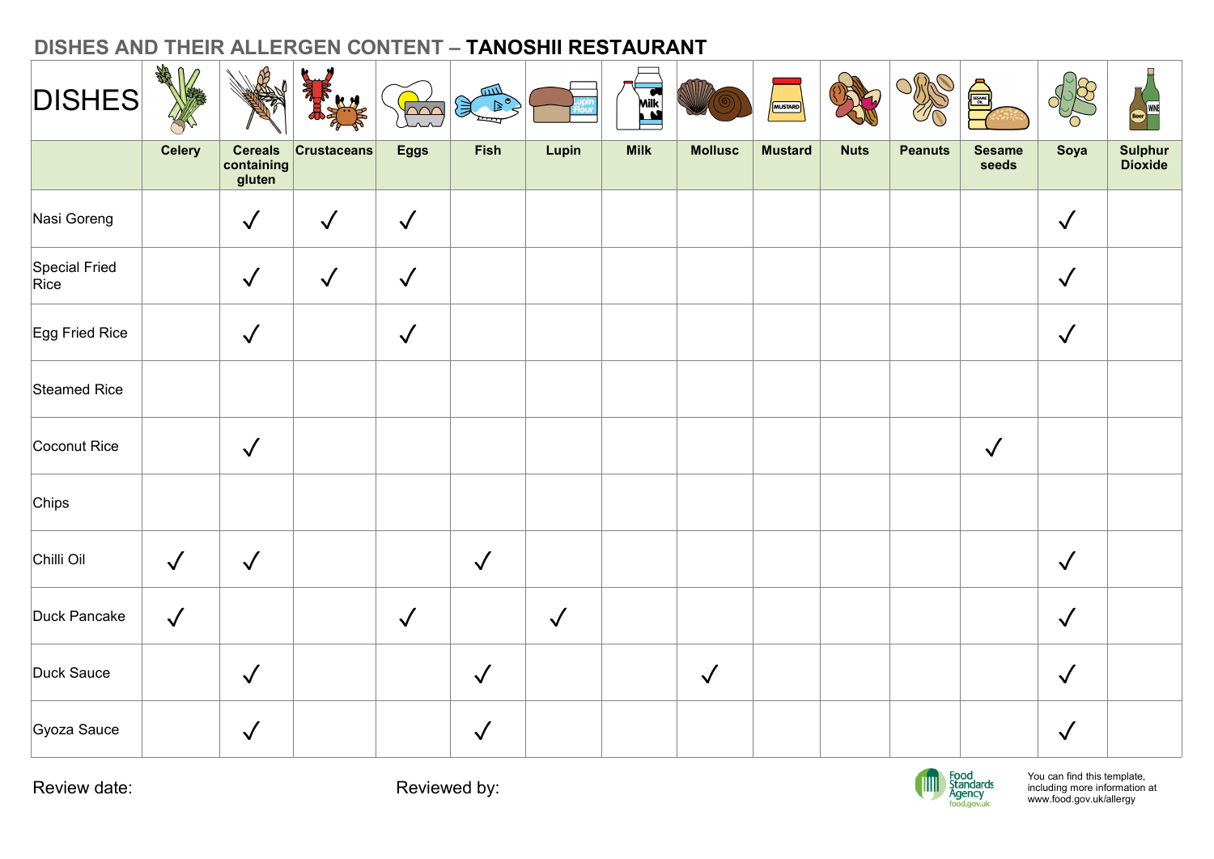## DISHES AND THEIR ALLERGEN CONTENT – **TANOSHII RESTAURANT**

| DISHES | Celery | Cereals containing gluten | Crustaceans | Eggs | Fish | Lupin | Milk | Mollusc | Mustard | Nuts | Peanuts | Sesame seeds | Soya | Sulphur Dioxide |
|---|---|---|---|---|---|---|---|---|---|---|---|---|---|---|
| Nasi Goreng | | ✓ | ✓ | ✓ | | | | | | | | | ✓ | |
| Special Fried Rice | | ✓ | ✓ | ✓ | | | | | | | | | ✓ | |
| Egg Fried Rice | | ✓ | | ✓ | | | | | | | | | ✓ | |
| Steamed Rice | | | | | | | | | | | | | | |
| Coconut Rice | | ✓ | | | | | | | | | | ✓ | | |
| Chips | | | | | | | | | | | | | | |
| Chilli Oil | ✓ | ✓ | | | ✓ | | | | | | | | ✓ | |
| Duck Pancake | ✓ | | | ✓ | | ✓ | | | | | | | ✓ | |
| Duck Sauce | | ✓ | | | ✓ | | | ✓ | | | | | ✓ | |
| Gyoza Sauce | | ✓ | | | ✓ | | | | | | | | ✓ | |

Review date:

Reviewed by:

Food Standards Agency food.gov.uk

You can find this template, including more information at www.food.gov.uk/allergy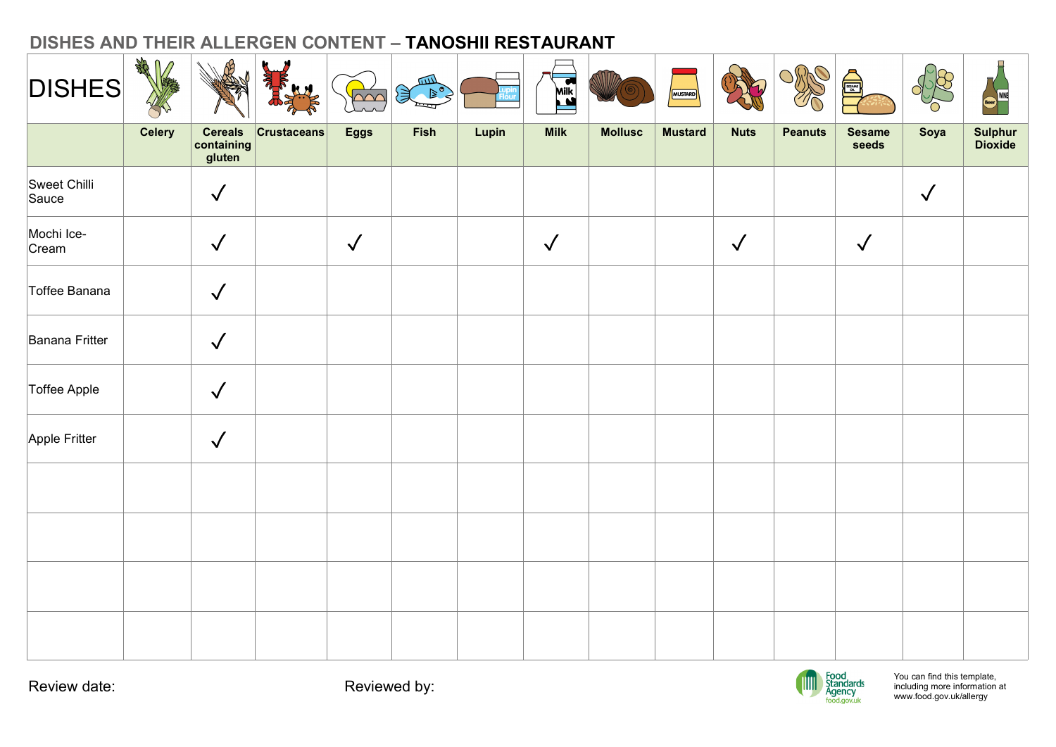## DISHES AND THEIR ALLERGEN CONTENT – **TANOSHII RESTAURANT**

| DISHES | Celery | Cereals containing gluten | Crustaceans | Eggs | Fish | Lupin | Milk | Mollusc | Mustard | Nuts | Peanuts | Sesame seeds | Soya | Sulphur Dioxide |
|---|---|---|---|---|---|---|---|---|---|---|---|---|---|---|
| Sweet Chilli Sauce | | ✓ | | | | | | | | | | | ✓ | |
| Mochi Ice-Cream | | ✓ | | ✓ | | | ✓ | | | ✓ | | ✓ | | |
| Toffee Banana | | ✓ | | | | | | | | | | | | |
| Banana Fritter | | ✓ | | | | | | | | | | | | |
| Toffee Apple | | ✓ | | | | | | | | | | | | |
| Apple Fritter | | ✓ | | | | | | | | | | | | |
| | | | | | | | | | | | | | | |
| | | | | | | | | | | | | | | |
| | | | | | | | | | | | | | | |
| | | | | | | | | | | | | | | |

Review date:

Reviewed by:

Food Standards Agency
food.gov.uk

You can find this template, including more information at www.food.gov.uk/allergy